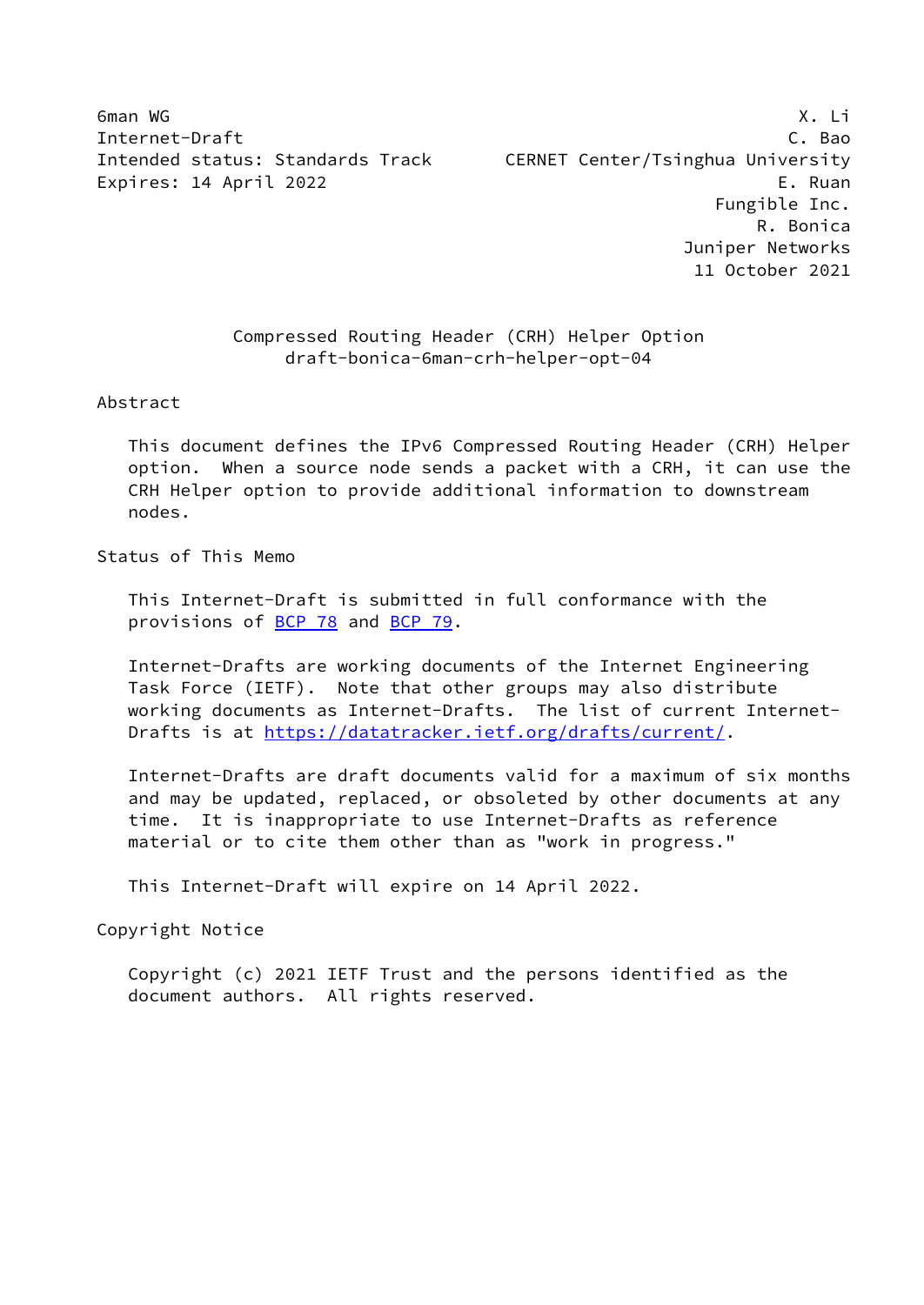6man WG X. Li
Internet-Draft C. Bao
Intended status: Standards Track CERNET Center/Tsinghua University
Expires: 14 April 2022 E. Ruan
Fungible Inc.
R. Bonica
Juniper Networks
11 October 2021

# Compressed Routing Header (CRH) Helper Option
draft-bonica-6man-crh-helper-opt-04

## Abstract

This document defines the IPv6 Compressed Routing Header (CRH) Helper option. When a source node sends a packet with a CRH, it can use the CRH Helper option to provide additional information to downstream nodes.

## Status of This Memo

This Internet-Draft is submitted in full conformance with the provisions of BCP 78 and BCP 79.

Internet-Drafts are working documents of the Internet Engineering Task Force (IETF). Note that other groups may also distribute working documents as Internet-Drafts. The list of current Internet-Drafts is at https://datatracker.ietf.org/drafts/current/.

Internet-Drafts are draft documents valid for a maximum of six months and may be updated, replaced, or obsoleted by other documents at any time. It is inappropriate to use Internet-Drafts as reference material or to cite them other than as "work in progress."

This Internet-Draft will expire on 14 April 2022.

## Copyright Notice

Copyright (c) 2021 IETF Trust and the persons identified as the document authors. All rights reserved.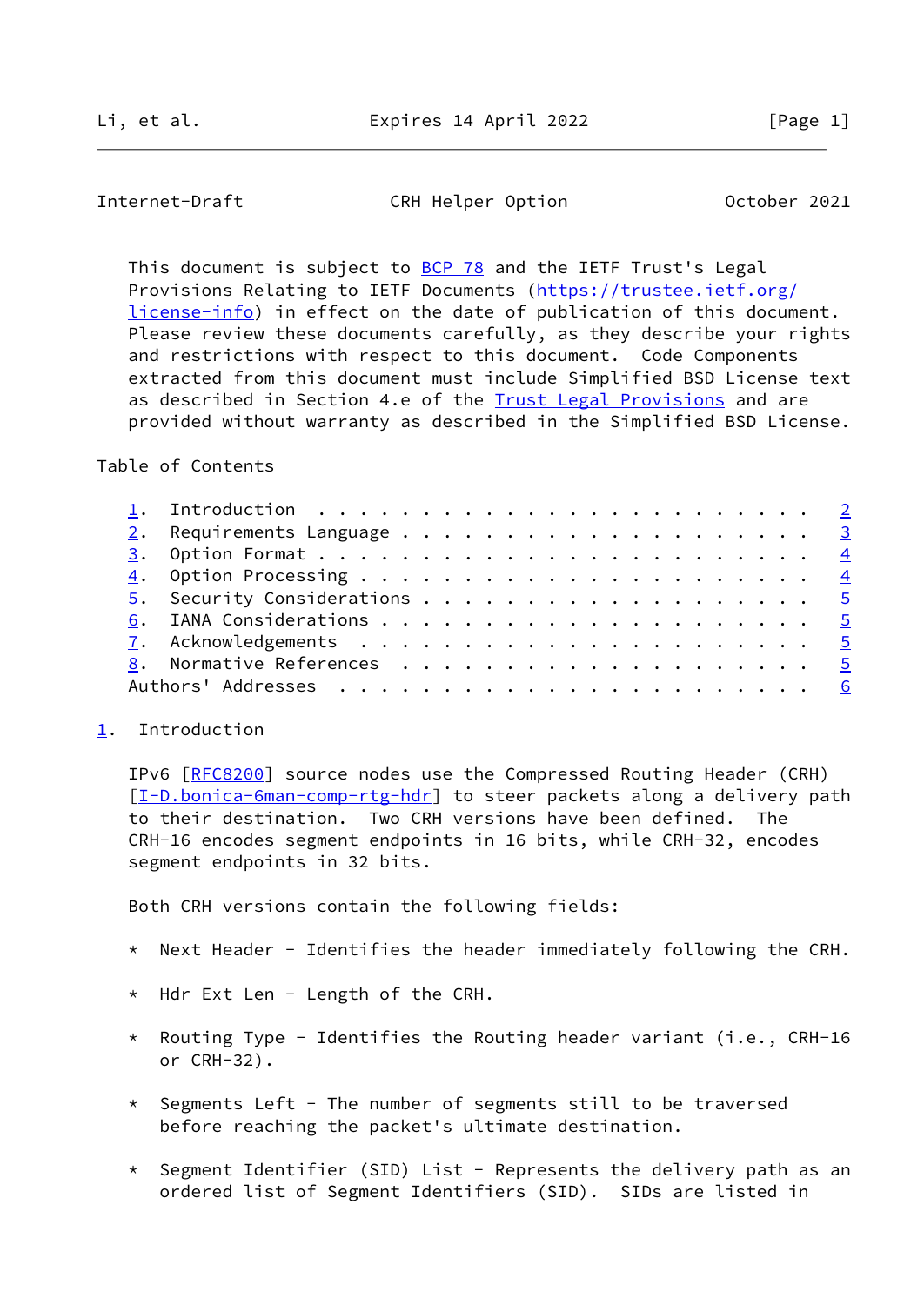This document is subject to BCP 78 and the IETF Trust's Legal Provisions Relating to IETF Documents (https://trustee.ietf.org/license-info) in effect on the date of publication of this document. Please review these documents carefully, as they describe your rights and restrictions with respect to this document. Code Components extracted from this document must include Simplified BSD License text as described in Section 4.e of the Trust Legal Provisions and are provided without warranty as described in the Simplified BSD License.

Table of Contents

1. Introduction . . . . . . . . . . . . . . . . . . . . . . . . 2
2. Requirements Language . . . . . . . . . . . . . . . . . . . . 3
3. Option Format . . . . . . . . . . . . . . . . . . . . . . . . 4
4. Option Processing . . . . . . . . . . . . . . . . . . . . . . 4
5. Security Considerations . . . . . . . . . . . . . . . . . . . 5
6. IANA Considerations . . . . . . . . . . . . . . . . . . . . . 5
7. Acknowledgements . . . . . . . . . . . . . . . . . . . . . . 5
8. Normative References . . . . . . . . . . . . . . . . . . . . 5
Authors' Addresses . . . . . . . . . . . . . . . . . . . . . . . 6

## 1. Introduction

IPv6 [RFC8200] source nodes use the Compressed Routing Header (CRH) [I-D.bonica-6man-comp-rtg-hdr] to steer packets along a delivery path to their destination. Two CRH versions have been defined. The CRH-16 encodes segment endpoints in 16 bits, while CRH-32, encodes segment endpoints in 32 bits.

Both CRH versions contain the following fields:

* Next Header - Identifies the header immediately following the CRH.

* Hdr Ext Len - Length of the CRH.

* Routing Type - Identifies the Routing header variant (i.e., CRH-16 or CRH-32).

* Segments Left - The number of segments still to be traversed before reaching the packet's ultimate destination.

* Segment Identifier (SID) List - Represents the delivery path as an ordered list of Segment Identifiers (SID). SIDs are listed in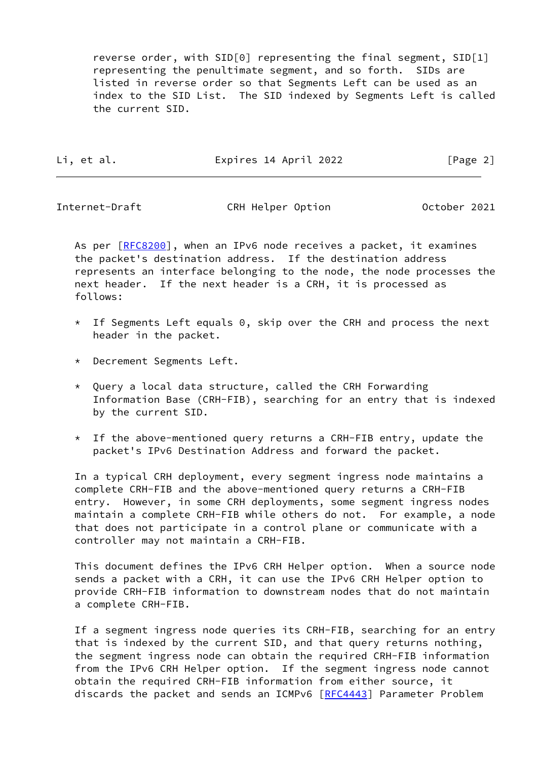reverse order, with SID[0] representing the final segment, SID[1] representing the penultimate segment, and so forth. SIDs are listed in reverse order so that Segments Left can be used as an index to the SID List. The SID indexed by Segments Left is called the current SID.

As per [RFC8200], when an IPv6 node receives a packet, it examines the packet's destination address. If the destination address represents an interface belonging to the node, the node processes the next header. If the next header is a CRH, it is processed as follows:

* If Segments Left equals 0, skip over the CRH and process the next header in the packet.

* Decrement Segments Left.

* Query a local data structure, called the CRH Forwarding Information Base (CRH-FIB), searching for an entry that is indexed by the current SID.

* If the above-mentioned query returns a CRH-FIB entry, update the packet's IPv6 Destination Address and forward the packet.

In a typical CRH deployment, every segment ingress node maintains a complete CRH-FIB and the above-mentioned query returns a CRH-FIB entry. However, in some CRH deployments, some segment ingress nodes maintain a complete CRH-FIB while others do not. For example, a node that does not participate in a control plane or communicate with a controller may not maintain a CRH-FIB.

This document defines the IPv6 CRH Helper option. When a source node sends a packet with a CRH, it can use the IPv6 CRH Helper option to provide CRH-FIB information to downstream nodes that do not maintain a complete CRH-FIB.

If a segment ingress node queries its CRH-FIB, searching for an entry that is indexed by the current SID, and that query returns nothing, the segment ingress node can obtain the required CRH-FIB information from the IPv6 CRH Helper option. If the segment ingress node cannot obtain the required CRH-FIB information from either source, it discards the packet and sends an ICMPv6 [RFC4443] Parameter Problem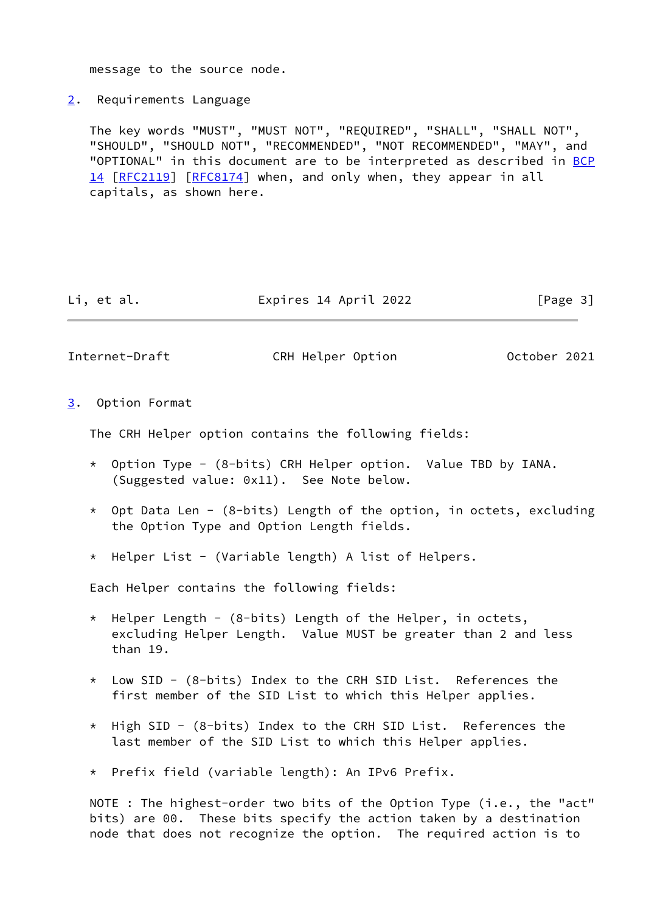message to the source node.

## 2. Requirements Language

The key words "MUST", "MUST NOT", "REQUIRED", "SHALL", "SHALL NOT", "SHOULD", "SHOULD NOT", "RECOMMENDED", "NOT RECOMMENDED", "MAY", and "OPTIONAL" in this document are to be interpreted as described in BCP 14 [RFC2119] [RFC8174] when, and only when, they appear in all capitals, as shown here.

## 3. Option Format

The CRH Helper option contains the following fields:

* Option Type - (8-bits) CRH Helper option. Value TBD by IANA. (Suggested value: 0x11). See Note below.

* Opt Data Len - (8-bits) Length of the option, in octets, excluding the Option Type and Option Length fields.

* Helper List - (Variable length) A list of Helpers.

Each Helper contains the following fields:

* Helper Length - (8-bits) Length of the Helper, in octets, excluding Helper Length. Value MUST be greater than 2 and less than 19.

* Low SID - (8-bits) Index to the CRH SID List. References the first member of the SID List to which this Helper applies.

* High SID - (8-bits) Index to the CRH SID List. References the last member of the SID List to which this Helper applies.

* Prefix field (variable length): An IPv6 Prefix.

NOTE : The highest-order two bits of the Option Type (i.e., the "act" bits) are 00. These bits specify the action taken by a destination node that does not recognize the option. The required action is to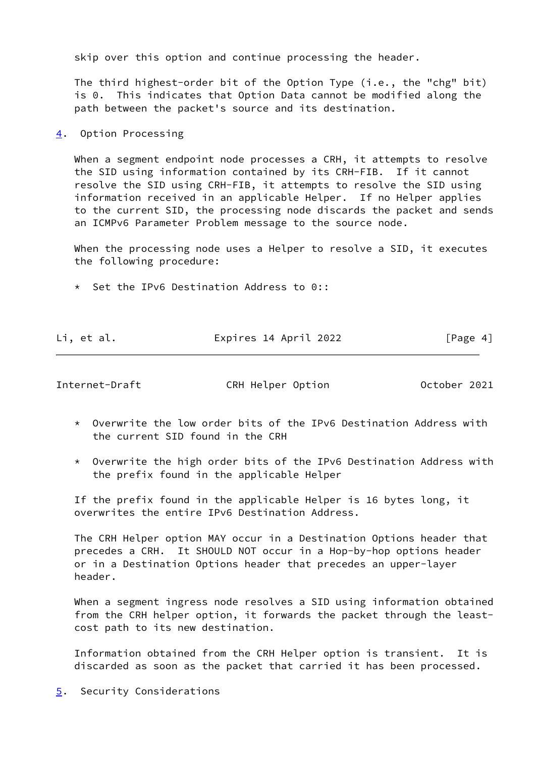skip over this option and continue processing the header.

The third highest-order bit of the Option Type (i.e., the "chg" bit) is 0. This indicates that Option Data cannot be modified along the path between the packet's source and its destination.

## 4. Option Processing

When a segment endpoint node processes a CRH, it attempts to resolve the SID using information contained by its CRH-FIB. If it cannot resolve the SID using CRH-FIB, it attempts to resolve the SID using information received in an applicable Helper. If no Helper applies to the current SID, the processing node discards the packet and sends an ICMPv6 Parameter Problem message to the source node.

When the processing node uses a Helper to resolve a SID, it executes the following procedure:

* Set the IPv6 Destination Address to 0::
* Overwrite the low order bits of the IPv6 Destination Address with the current SID found in the CRH
* Overwrite the high order bits of the IPv6 Destination Address with the prefix found in the applicable Helper

If the prefix found in the applicable Helper is 16 bytes long, it overwrites the entire IPv6 Destination Address.

The CRH Helper option MAY occur in a Destination Options header that precedes a CRH. It SHOULD NOT occur in a Hop-by-hop options header or in a Destination Options header that precedes an upper-layer header.

When a segment ingress node resolves a SID using information obtained from the CRH helper option, it forwards the packet through the least-cost path to its new destination.

Information obtained from the CRH Helper option is transient. It is discarded as soon as the packet that carried it has been processed.

## 5. Security Considerations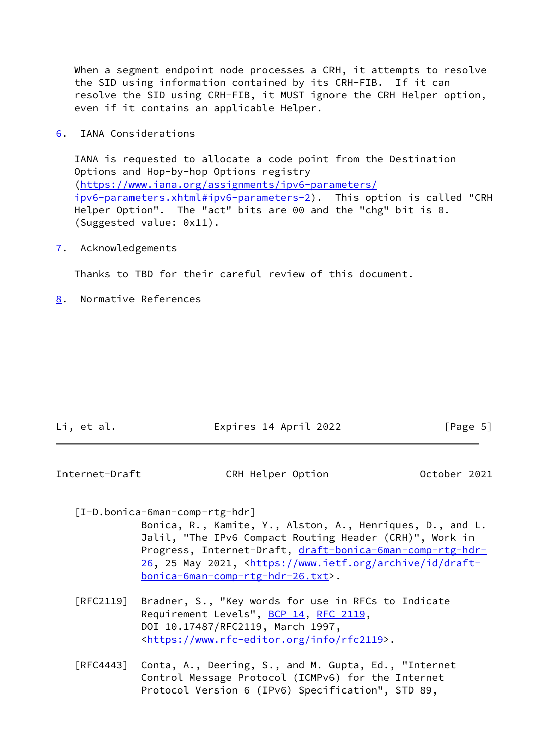When a segment endpoint node processes a CRH, it attempts to resolve the SID using information contained by its CRH-FIB. If it can resolve the SID using CRH-FIB, it MUST ignore the CRH Helper option, even if it contains an applicable Helper.

## 6. IANA Considerations

IANA is requested to allocate a code point from the Destination Options and Hop-by-hop Options registry (https://www.iana.org/assignments/ipv6-parameters/ipv6-parameters.xhtml#ipv6-parameters-2). This option is called "CRH Helper Option". The "act" bits are 00 and the "chg" bit is 0. (Suggested value: 0x11).

## 7. Acknowledgements

Thanks to TBD for their careful review of this document.

## 8. Normative References

[I-D.bonica-6man-comp-rtg-hdr]
Bonica, R., Kamite, Y., Alston, A., Henriques, D., and L. Jalil, "The IPv6 Compact Routing Header (CRH)", Work in Progress, Internet-Draft, draft-bonica-6man-comp-rtg-hdr-26, 25 May 2021, <https://www.ietf.org/archive/id/draft-bonica-6man-comp-rtg-hdr-26.txt>.

[RFC2119] Bradner, S., "Key words for use in RFCs to Indicate Requirement Levels", BCP 14, RFC 2119, DOI 10.17487/RFC2119, March 1997, <https://www.rfc-editor.org/info/rfc2119>.

[RFC4443] Conta, A., Deering, S., and M. Gupta, Ed., "Internet Control Message Protocol (ICMPv6) for the Internet Protocol Version 6 (IPv6) Specification", STD 89,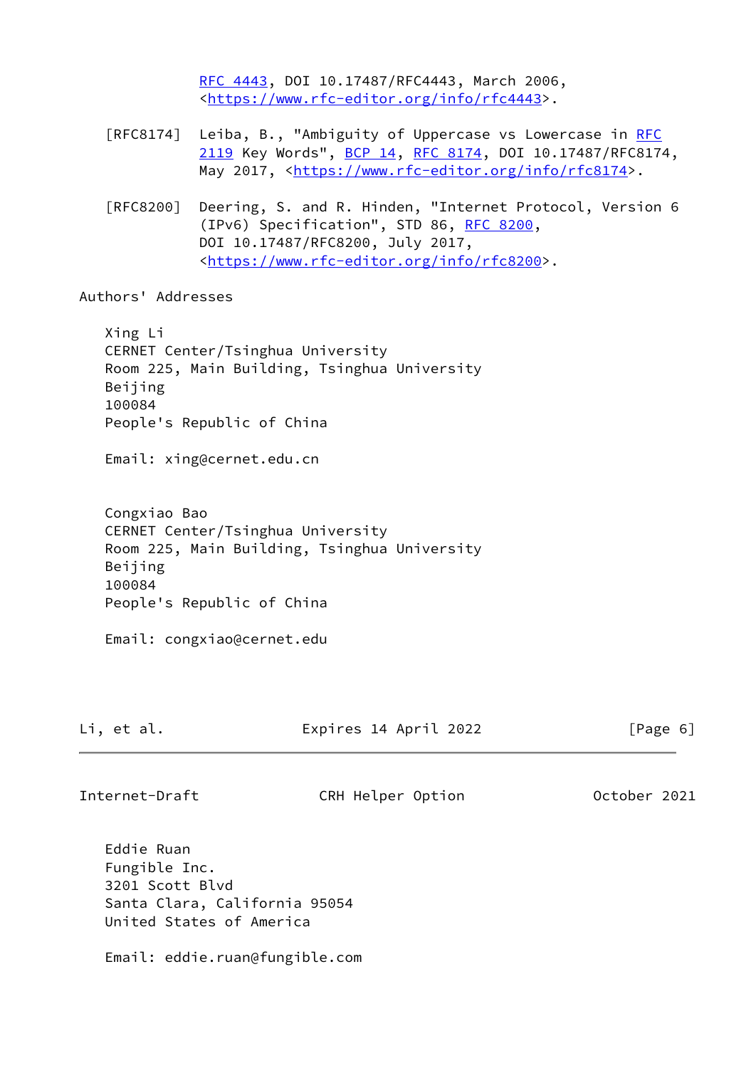RFC 4443, DOI 10.17487/RFC4443, March 2006, <https://www.rfc-editor.org/info/rfc4443>.

[RFC8174] Leiba, B., "Ambiguity of Uppercase vs Lowercase in RFC 2119 Key Words", BCP 14, RFC 8174, DOI 10.17487/RFC8174, May 2017, <https://www.rfc-editor.org/info/rfc8174>.

[RFC8200] Deering, S. and R. Hinden, "Internet Protocol, Version 6 (IPv6) Specification", STD 86, RFC 8200, DOI 10.17487/RFC8200, July 2017, <https://www.rfc-editor.org/info/rfc8200>.

## Authors' Addresses

Xing Li
CERNET Center/Tsinghua University
Room 225, Main Building, Tsinghua University
Beijing
100084
People's Republic of China

Email: xing@cernet.edu.cn

Congxiao Bao
CERNET Center/Tsinghua University
Room 225, Main Building, Tsinghua University
Beijing
100084
People's Republic of China

Email: congxiao@cernet.edu

Eddie Ruan
Fungible Inc.
3201 Scott Blvd
Santa Clara, California 95054
United States of America

Email: eddie.ruan@fungible.com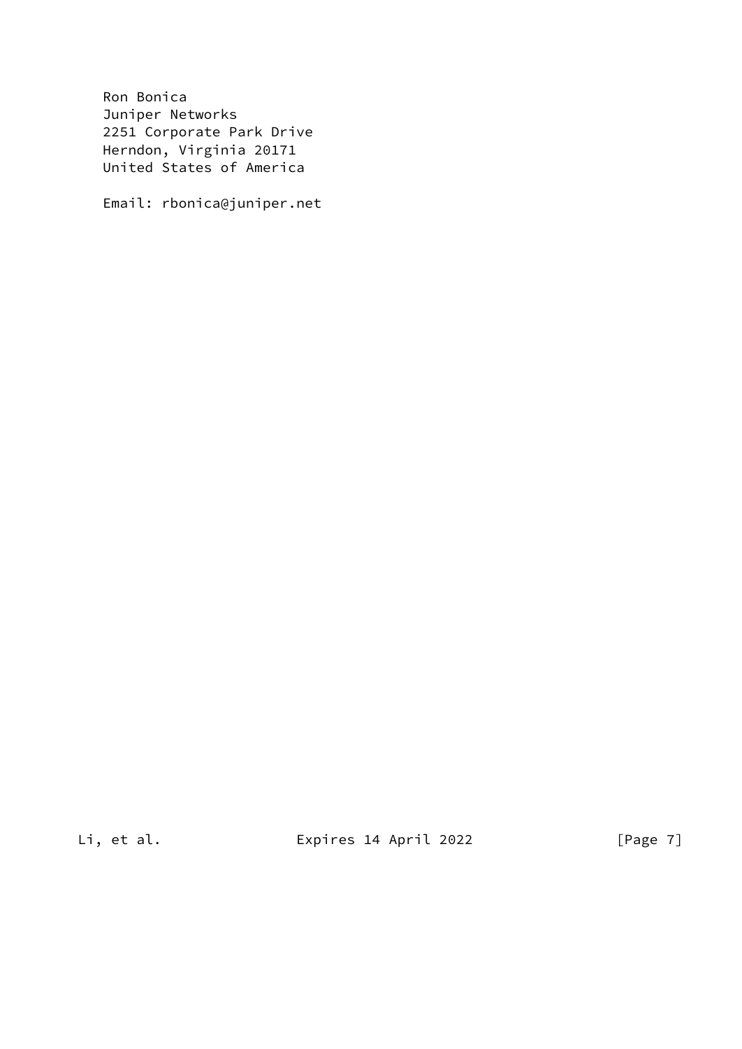Ron Bonica
Juniper Networks
2251 Corporate Park Drive
Herndon, Virginia 20171
United States of America

Email: rbonica@juniper.net